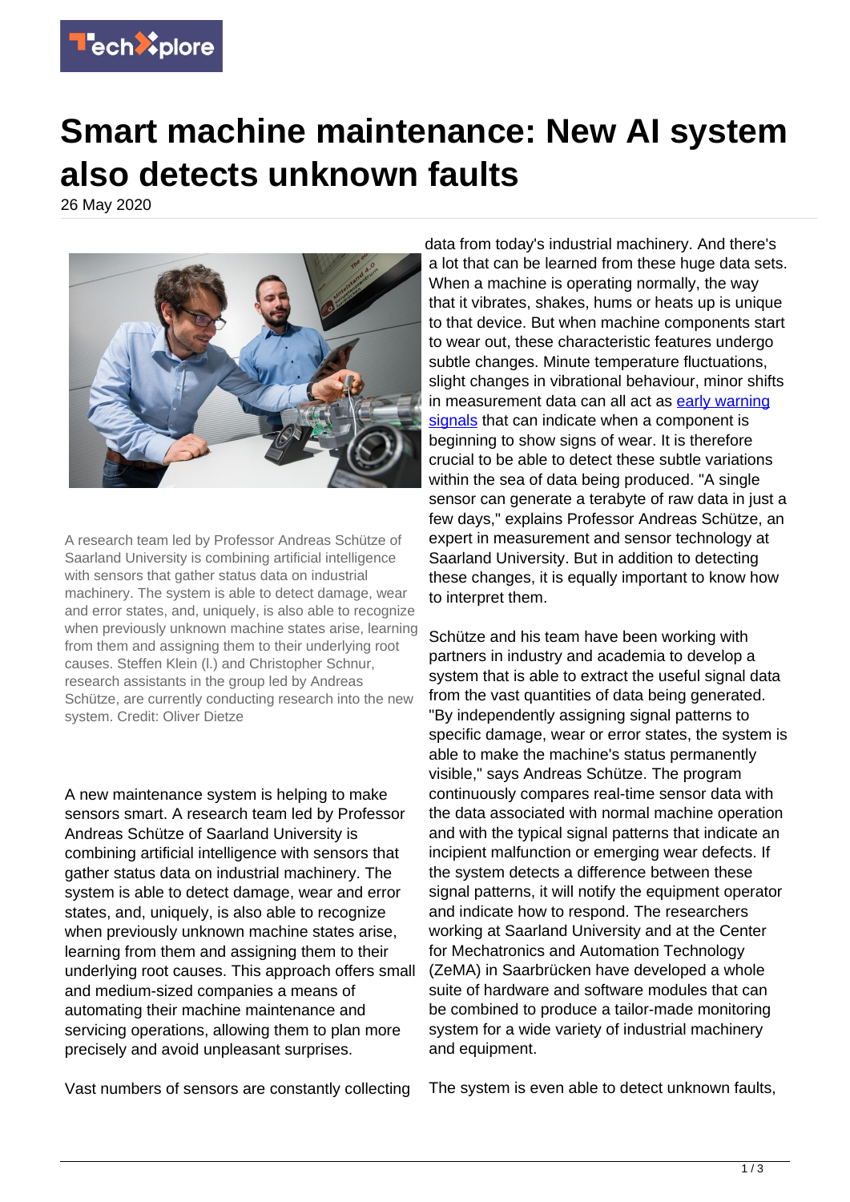# Smart machine maintenance: New AI system also detects unknown faults

26 May 2020

A research team led by Professor Andreas Schütze of Saarland University is combining artificial intelligence with sensors that gather status data on industrial machinery. The system is able to detect damage, wear and error states, and, uniquely, is also able to recognize when previously unknown machine states arise, learning from them and assigning them to their underlying root causes. Steffen Klein (l.) and Christopher Schnur, research assistants in the group led by Andreas Schütze, are currently conducting research into the new system. Credit: Oliver Dietze

A new maintenance system is helping to make sensors smart. A research team led by Professor Andreas Schütze of Saarland University is combining artificial intelligence with sensors that gather status data on industrial machinery. The system is able to detect damage, wear and error states, and, uniquely, is also able to recognize when previously unknown machine states arise, learning from them and assigning them to their underlying root causes. This approach offers small and medium-sized companies a means of automating their machine maintenance and servicing operations, allowing them to plan more precisely and avoid unpleasant surprises.

Vast numbers of sensors are constantly collecting data from today's industrial machinery. And there's a lot that can be learned from these huge data sets. When a machine is operating normally, the way that it vibrates, shakes, hums or heats up is unique to that device. But when machine components start to wear out, these characteristic features undergo subtle changes. Minute temperature fluctuations, slight changes in vibrational behaviour, minor shifts in measurement data can all act as early warning signals that can indicate when a component is beginning to show signs of wear. It is therefore crucial to be able to detect these subtle variations within the sea of data being produced. "A single sensor can generate a terabyte of raw data in just a few days," explains Professor Andreas Schütze, an expert in measurement and sensor technology at Saarland University. But in addition to detecting these changes, it is equally important to know how to interpret them.

Schütze and his team have been working with partners in industry and academia to develop a system that is able to extract the useful signal data from the vast quantities of data being generated. "By independently assigning signal patterns to specific damage, wear or error states, the system is able to make the machine's status permanently visible," says Andreas Schütze. The program continuously compares real-time sensor data with the data associated with normal machine operation and with the typical signal patterns that indicate an incipient malfunction or emerging wear defects. If the system detects a difference between these signal patterns, it will notify the equipment operator and indicate how to respond. The researchers working at Saarland University and at the Center for Mechatronics and Automation Technology (ZeMA) in Saarbrücken have developed a whole suite of hardware and software modules that can be combined to produce a tailor-made monitoring system for a wide variety of industrial machinery and equipment.

The system is even able to detect unknown faults,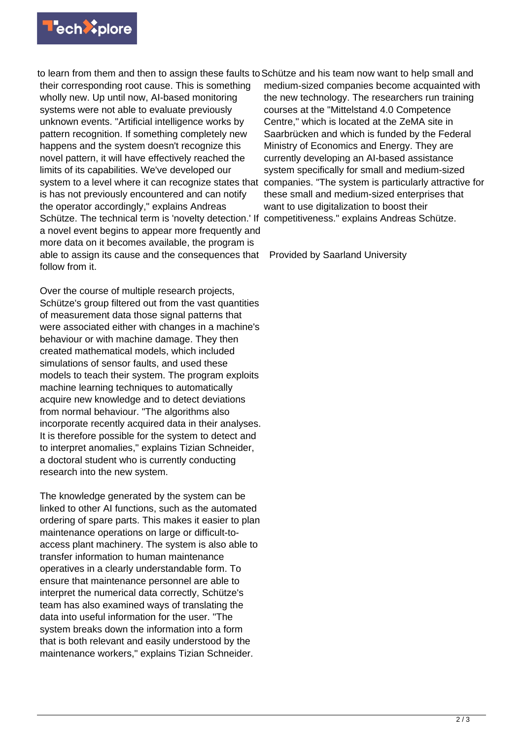to learn from them and then to assign these faults to their corresponding root cause. This is something wholly new. Up until now, AI-based monitoring systems were not able to evaluate previously unknown events. "Artificial intelligence works by pattern recognition. If something completely new happens and the system doesn't recognize this novel pattern, it will have effectively reached the limits of its capabilities. We've developed our system to a level where it can recognize states that is has not previously encountered and can notify the operator accordingly," explains Andreas Schütze. The technical term is 'novelty detection.' If a novel event begins to appear more frequently and more data on it becomes available, the program is able to assign its cause and the consequences that follow from it.

Over the course of multiple research projects, Schütze's group filtered out from the vast quantities of measurement data those signal patterns that were associated either with changes in a machine's behaviour or with machine damage. They then created mathematical models, which included simulations of sensor faults, and used these models to teach their system. The program exploits machine learning techniques to automatically acquire new knowledge and to detect deviations from normal behaviour. "The algorithms also incorporate recently acquired data in their analyses. It is therefore possible for the system to detect and to interpret anomalies," explains Tizian Schneider, a doctoral student who is currently conducting research into the new system.

The knowledge generated by the system can be linked to other AI functions, such as the automated ordering of spare parts. This makes it easier to plan maintenance operations on large or difficult-to-access plant machinery. The system is also able to transfer information to human maintenance operatives in a clearly understandable form. To ensure that maintenance personnel are able to interpret the numerical data correctly, Schütze's team has also examined ways of translating the data into useful information for the user. "The system breaks down the information into a form that is both relevant and easily understood by the maintenance workers," explains Tizian Schneider.

Schütze and his team now want to help small and medium-sized companies become acquainted with the new technology. The researchers run training courses at the "Mittelstand 4.0 Competence Centre," which is located at the ZeMA site in Saarbrücken and which is funded by the Federal Ministry of Economics and Energy. They are currently developing an AI-based assistance system specifically for small and medium-sized companies. "The system is particularly attractive for these small and medium-sized enterprises that want to use digitalization to boost their competitiveness." explains Andreas Schütze.

Provided by Saarland University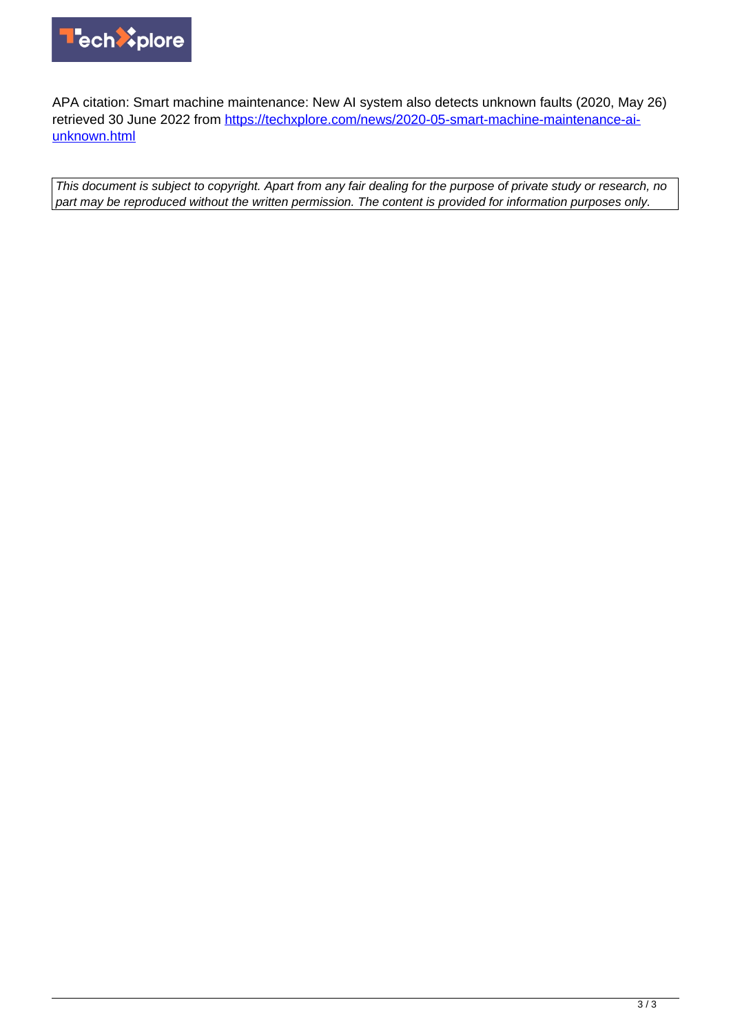APA citation: Smart machine maintenance: New AI system also detects unknown faults (2020, May 26) retrieved 30 June 2022 from https://techxplore.com/news/2020-05-smart-machine-maintenance-ai-unknown.html

*This document is subject to copyright. Apart from any fair dealing for the purpose of private study or research, no part may be reproduced without the written permission. The content is provided for information purposes only.*